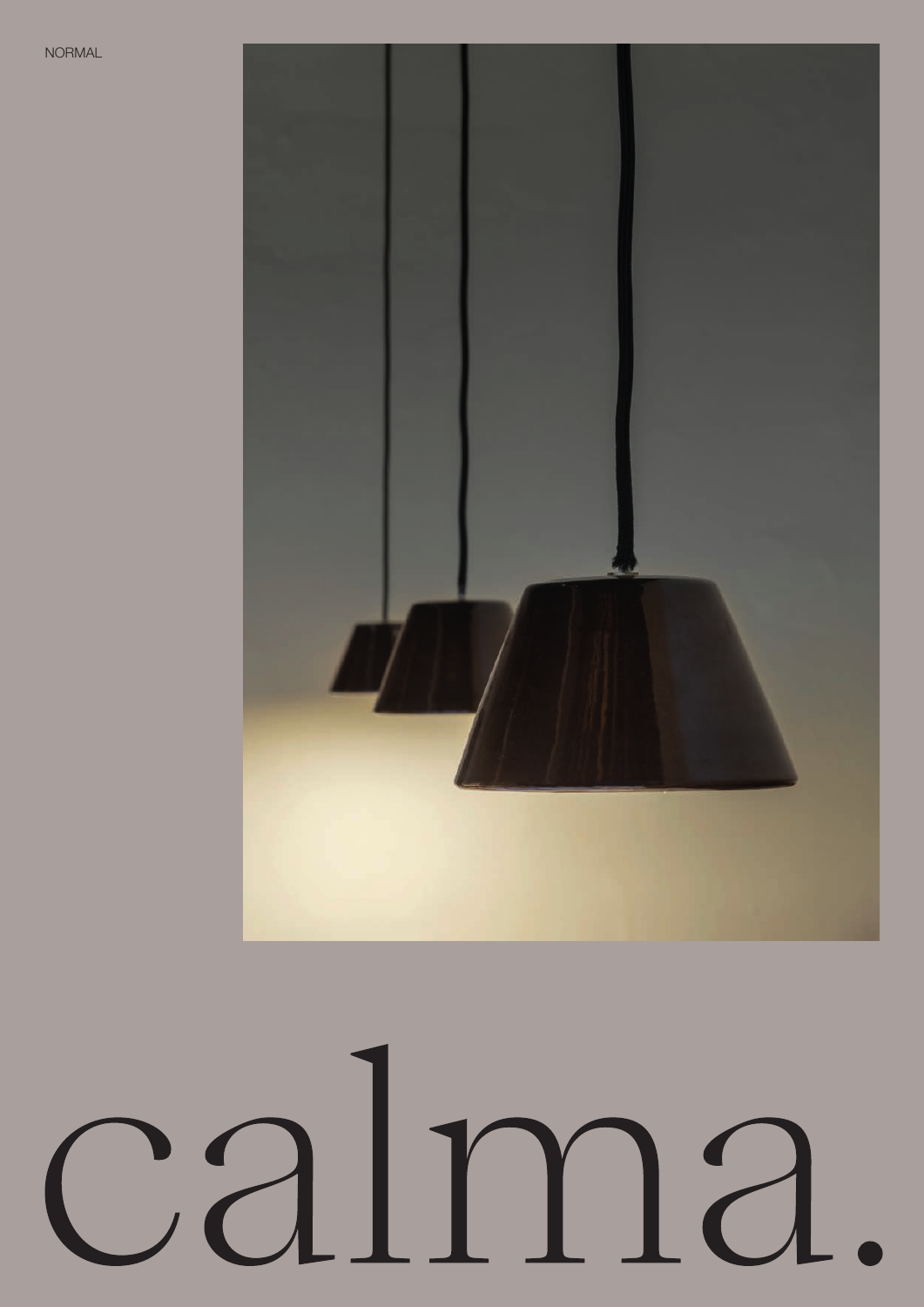NORMAL

# calma.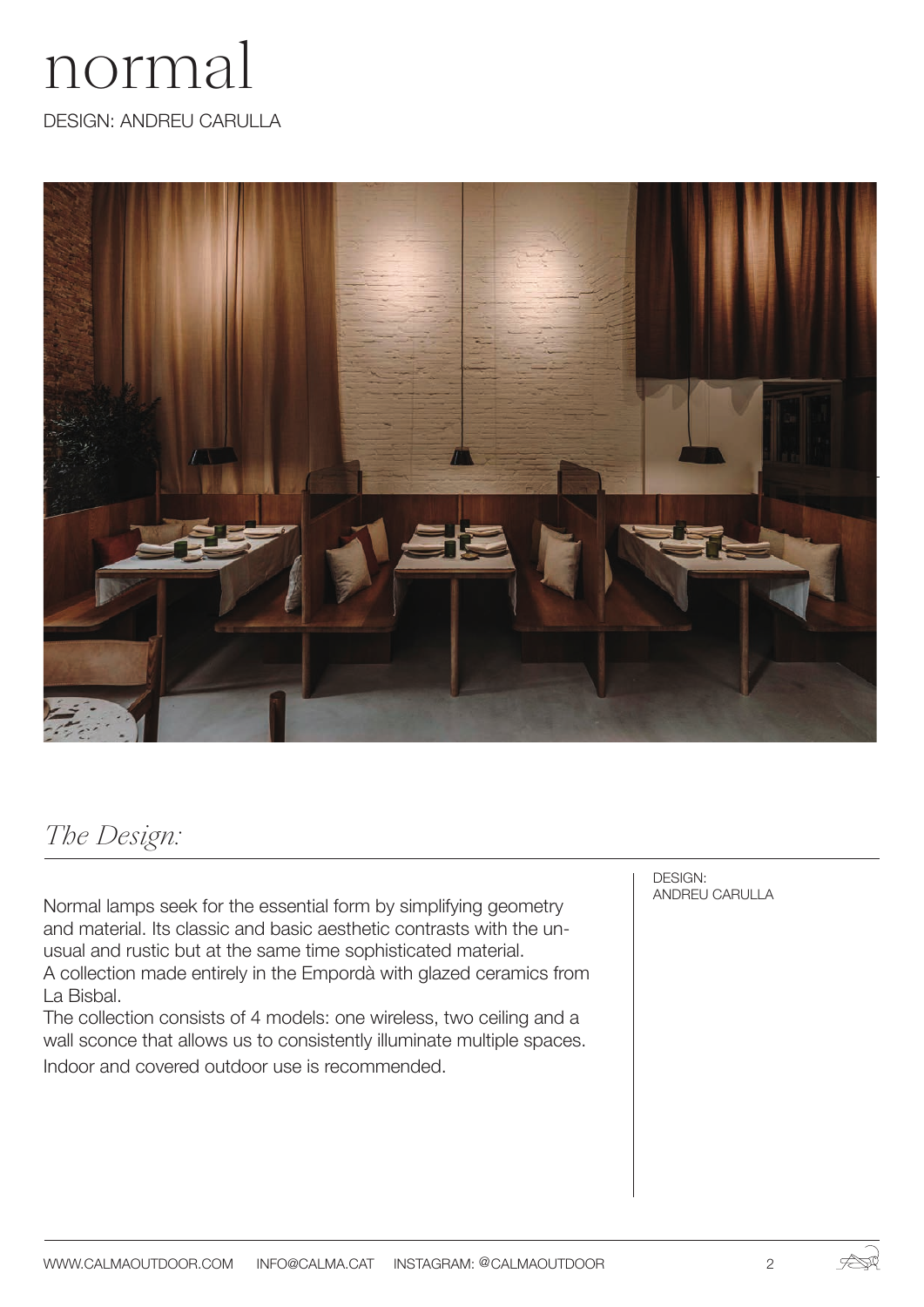# normal

DESIGN: ANDREU CARULLA

## *The Design:*

Normal lamps seek for the essential form by simplifying geometry and material. Its classic and basic aesthetic contrasts with the unusual and rustic but at the same time sophisticated material.
A collection made entirely in the Empordà with glazed ceramics from La Bisbal.
The collection consists of 4 models: one wireless, two ceiling and a wall sconce that allows us to consistently illuminate multiple spaces.
Indoor and covered outdoor use is recommended.

DESIGN:
ANDREU CARULLA

WWW.CALMAOUTDOOR.COM INFO@CALMA.CAT INSTAGRAM: @CALMAOUTDOOR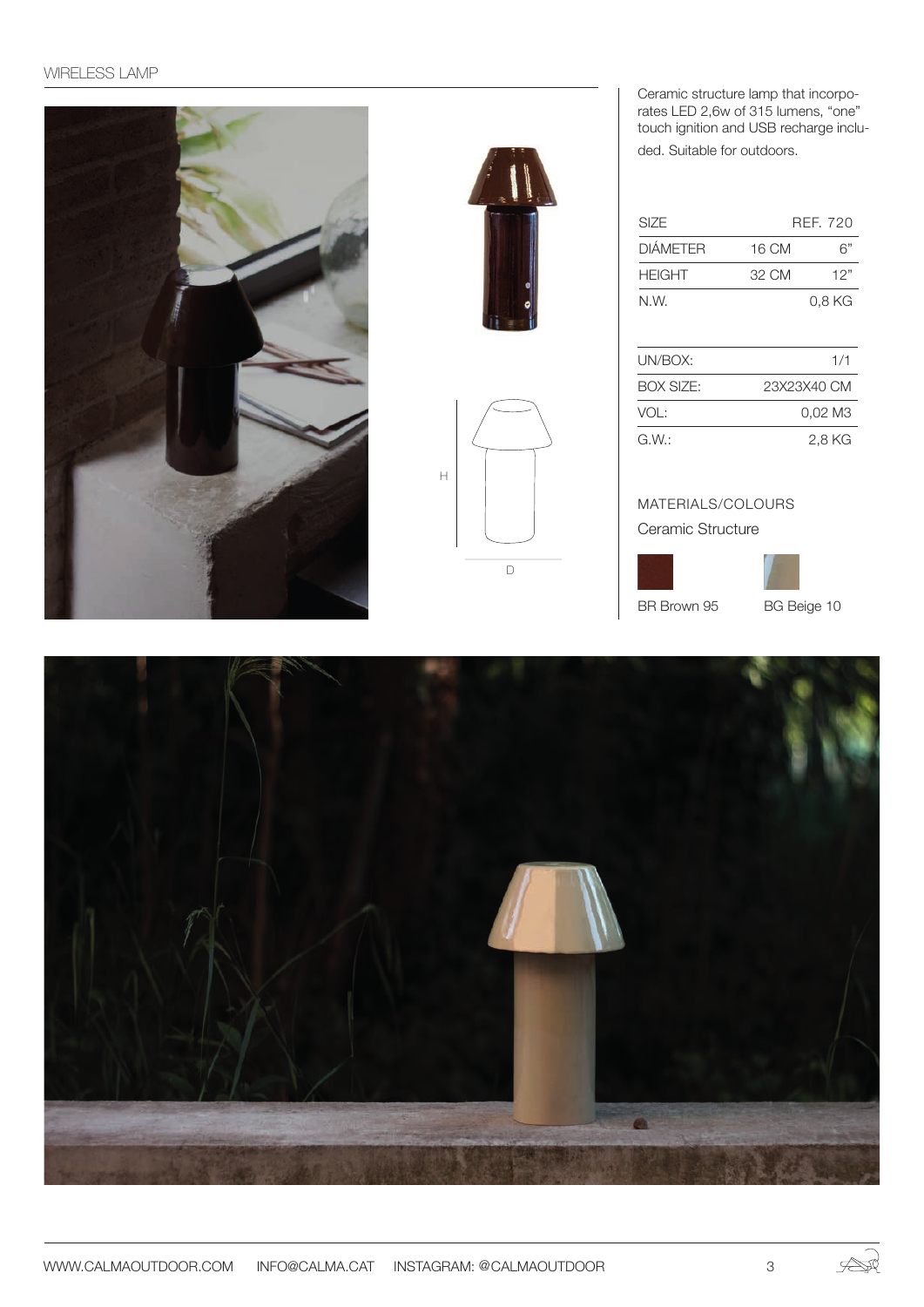## WIRELESS LAMP

Ceramic structure lamp that incorporates LED 2,6w of 315 lumens, "one" touch ignition and USB recharge included. Suitable for outdoors.

| SIZE | | REF. 720 |
|---|---|---|
| DIÁMETER | 16 CM | 6" |
| HEIGHT | 32 CM | 12" |
| N.W. | | 0,8 KG |

| UN/BOX: | 1/1 |
|---|---|
| BOX SIZE: | 23X23X40 CM |
| VOL: | 0,02 M3 |
| G.W.: | 2,8 KG |

H

D

MATERIALS/COLOURS

Ceramic Structure

BR Brown 95

BG Beige 10

WWW.CALMAOUTDOOR.COM INFO@CALMA.CAT INSTAGRAM: @CALMAOUTDOOR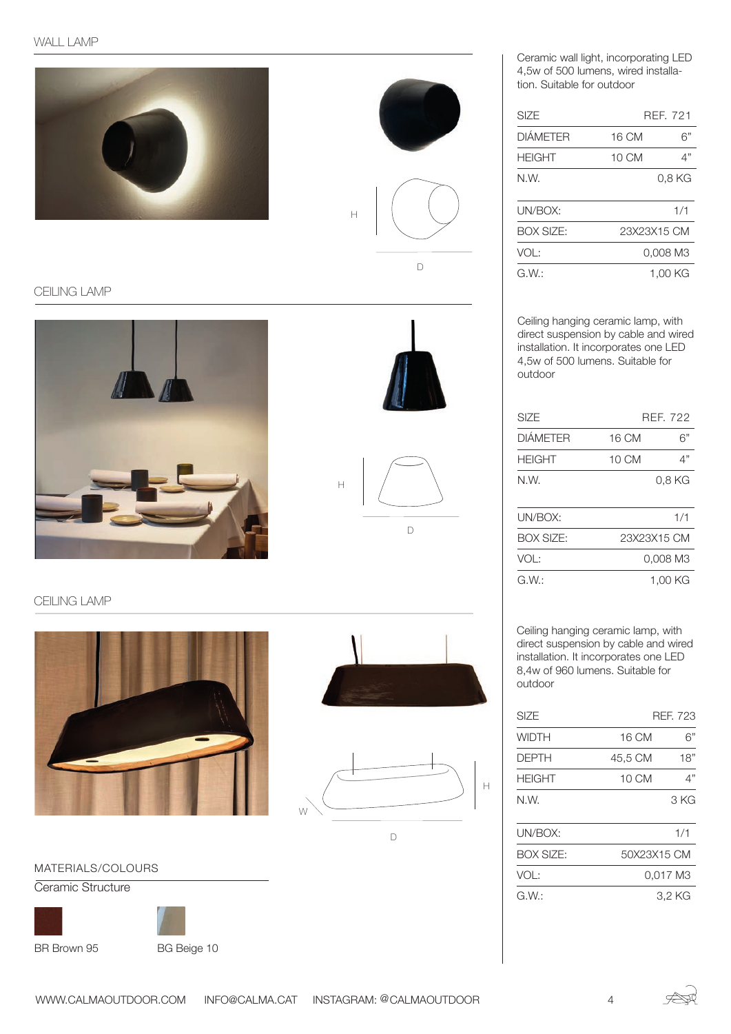## WALL LAMP

Ceramic wall light, incorporating LED 4,5w of 500 lumens, wired installation. Suitable for outdoor

| SIZE | | REF. 721 |
|---|---|---|
| DIÁMETER | 16 CM | 6” |
| HEIGHT | 10 CM | 4” |
| N.W. | | 0,8 KG |

| | |
|---|---|
| UN/BOX: | 1/1 |
| BOX SIZE: | 23X23X15 CM |
| VOL: | 0,008 M3 |
| G.W.: | 1,00 KG |

## CEILING LAMP

Ceiling hanging ceramic lamp, with direct suspension by cable and wired installation. It incorporates one LED 4,5w of 500 lumens. Suitable for outdoor

| SIZE | | REF. 722 |
|---|---|---|
| DIÁMETER | 16 CM | 6” |
| HEIGHT | 10 CM | 4” |
| N.W. | | 0,8 KG |

| | |
|---|---|
| UN/BOX: | 1/1 |
| BOX SIZE: | 23X23X15 CM |
| VOL: | 0,008 M3 |
| G.W.: | 1,00 KG |

## CEILING LAMP

Ceiling hanging ceramic lamp, with direct suspension by cable and wired installation. It incorporates one LED 8,4w of 960 lumens. Suitable for outdoor

| SIZE | | REF. 723 |
|---|---|---|
| WIDTH | 16 CM | 6” |
| DEPTH | 45,5 CM | 18” |
| HEIGHT | 10 CM | 4” |
| N.W. | | 3 KG |

| | |
|---|---|
| UN/BOX: | 1/1 |
| BOX SIZE: | 50X23X15 CM |
| VOL: | 0,017 M3 |
| G.W.: | 3,2 KG |

## MATERIALS/COLOURS

Ceramic Structure

BR Brown 95

BG Beige 10

WWW.CALMAOUTDOOR.COM INFO@CALMA.CAT INSTAGRAM: @CALMAOUTDOOR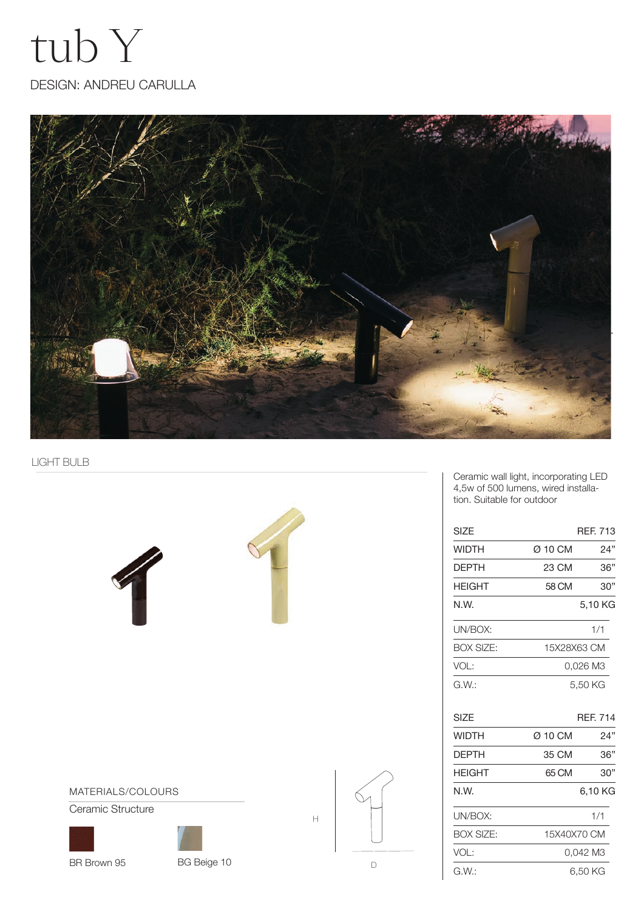# tub Y

DESIGN: ANDREU CARULLA

LIGHT BULB

Ceramic wall light, incorporating LED 4,5w of 500 lumens, wired installation. Suitable for outdoor

| SIZE | | REF. 713 |
|---|---|---|
| WIDTH | Ø 10 CM | 24" |
| DEPTH | 23 CM | 36" |
| HEIGHT | 58 CM | 30" |
| N.W. | | 5,10 KG |

| UN/BOX: | 1/1 |
|---|---|
| BOX SIZE: | 15X28X63 CM |
| VOL: | 0,026 M3 |
| G.W.: | 5,50 KG |

| SIZE | | REF. 714 |
|---|---|---|
| WIDTH | Ø 10 CM | 24" |
| DEPTH | 35 CM | 36" |
| HEIGHT | 65 CM | 30" |
| N.W. | | 6,10 KG |

| UN/BOX: | 1/1 |
|---|---|
| BOX SIZE: | 15X40X70 CM |
| VOL: | 0,042 M3 |
| G.W.: | 6,50 KG |

MATERIALS/COLOURS

Ceramic Structure

BR Brown 95

BG Beige 10

H

D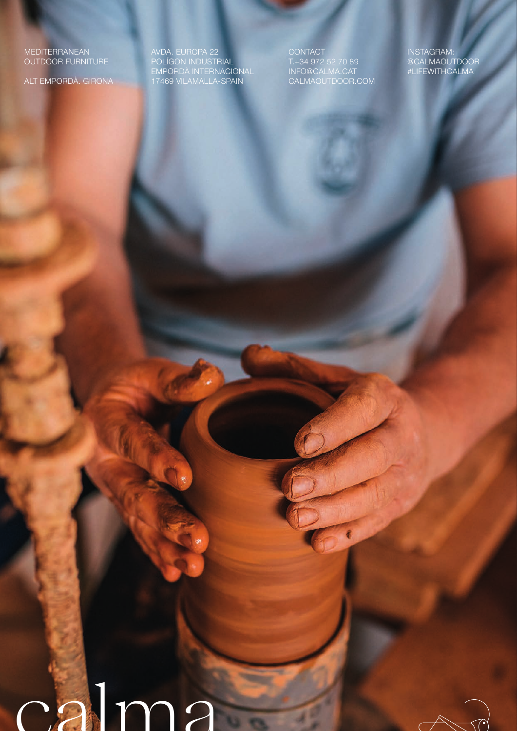MEDITERRANEAN
OUTDOOR FURNITURE

ALT EMPORDÀ. GIRONA

AVDA. EUROPA 22
POLÍGON INDUSTRIAL
EMPORDÀ INTERNACIONAL
17469 VILAMALLA-SPAIN

CONTACT
T.+34 972 52 70 89
INFO@CALMA.CAT
CALMAOUTDOOR.COM

INSTAGRAM:
@CALMAOUTDOOR
#LIFEWITHCALMA

calma